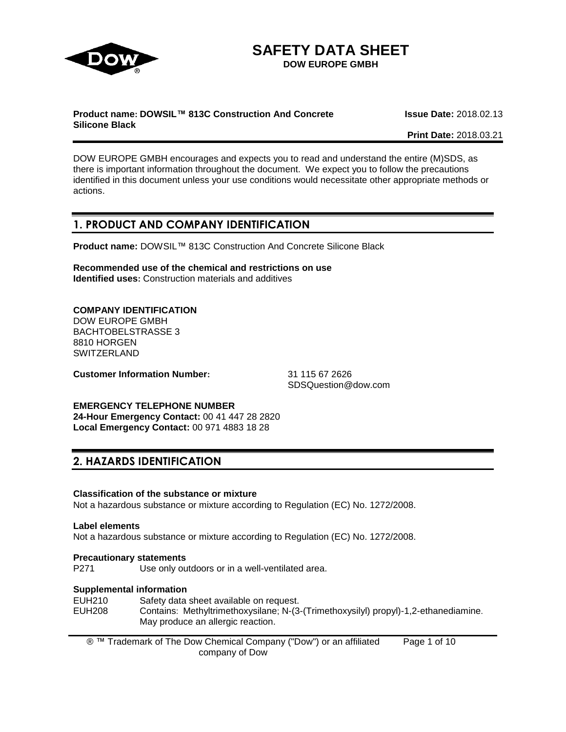# SAFETY DATA SHEET

**DOW EUROPE GMBH**

**Product name: DOWSIL™ 813C Construction And Concrete Silicone Black**

**Issue Date:** 2018.02.13

**Print Date:** 2018.03.21

DOW EUROPE GMBH encourages and expects you to read and understand the entire (M)SDS, as there is important information throughout the document. We expect you to follow the precautions identified in this document unless your use conditions would necessitate other appropriate methods or actions.

## 1. PRODUCT AND COMPANY IDENTIFICATION

**Product name:** DOWSIL™ 813C Construction And Concrete Silicone Black

**Recommended use of the chemical and restrictions on use**
**Identified uses:** Construction materials and additives

**COMPANY IDENTIFICATION**
DOW EUROPE GMBH
BACHTOBELSTRASSE 3
8810 HORGEN
SWITZERLAND

**Customer Information Number:** 31 115 67 2626
SDSQuestion@dow.com

**EMERGENCY TELEPHONE NUMBER**
**24-Hour Emergency Contact:** 00 41 447 28 2820
**Local Emergency Contact:** 00 971 4883 18 28

## 2. HAZARDS IDENTIFICATION

**Classification of the substance or mixture**
Not a hazardous substance or mixture according to Regulation (EC) No. 1272/2008.

**Label elements**
Not a hazardous substance or mixture according to Regulation (EC) No. 1272/2008.

**Precautionary statements**

| | |
|---|---|
| P271 | Use only outdoors or in a well-ventilated area. |

**Supplemental information**

| | |
|---|---|
| EUH210 | Safety data sheet available on request. |
| EUH208 | Contains: Methyltrimethoxysilane; N-(3-(Trimethoxysilyl) propyl)-1,2-ethanediamine. May produce an allergic reaction. |

® ™ Trademark of The Dow Chemical Company ("Dow") or an affiliated company of Dow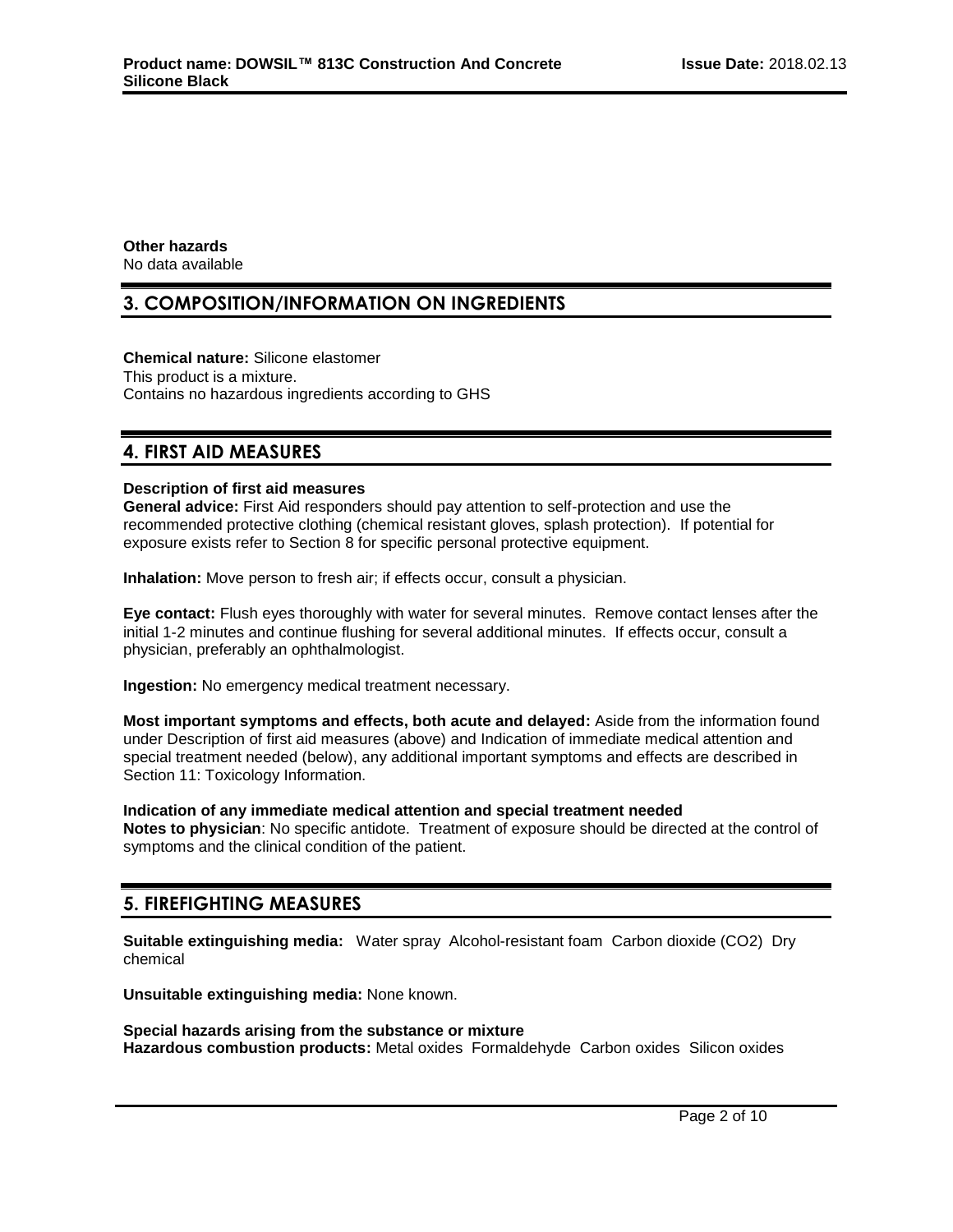**Other hazards**
No data available

## 3. COMPOSITION/INFORMATION ON INGREDIENTS

**Chemical nature:** Silicone elastomer
This product is a mixture.
Contains no hazardous ingredients according to GHS

## 4. FIRST AID MEASURES

**Description of first aid measures**
**General advice:** First Aid responders should pay attention to self-protection and use the recommended protective clothing (chemical resistant gloves, splash protection). If potential for exposure exists refer to Section 8 for specific personal protective equipment.

**Inhalation:** Move person to fresh air; if effects occur, consult a physician.

**Eye contact:** Flush eyes thoroughly with water for several minutes. Remove contact lenses after the initial 1-2 minutes and continue flushing for several additional minutes. If effects occur, consult a physician, preferably an ophthalmologist.

**Ingestion:** No emergency medical treatment necessary.

**Most important symptoms and effects, both acute and delayed:** Aside from the information found under Description of first aid measures (above) and Indication of immediate medical attention and special treatment needed (below), any additional important symptoms and effects are described in Section 11: Toxicology Information.

**Indication of any immediate medical attention and special treatment needed**
**Notes to physician**: No specific antidote. Treatment of exposure should be directed at the control of symptoms and the clinical condition of the patient.

## 5. FIREFIGHTING MEASURES

**Suitable extinguishing media:** Water spray Alcohol-resistant foam Carbon dioxide ($CO_2$) Dry chemical

**Unsuitable extinguishing media:** None known.

**Special hazards arising from the substance or mixture**
**Hazardous combustion products:** Metal oxides Formaldehyde Carbon oxides Silicon oxides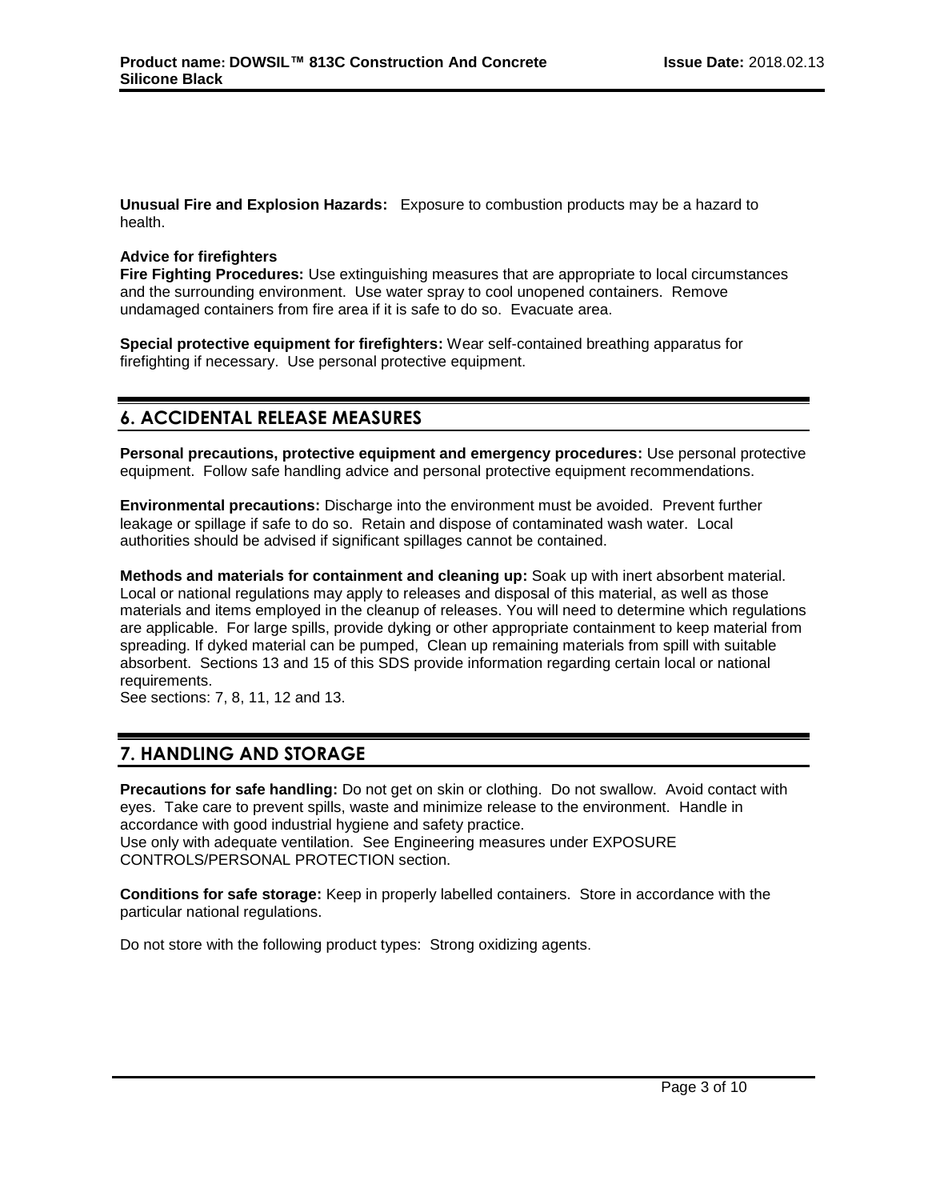**Unusual Fire and Explosion Hazards:** Exposure to combustion products may be a hazard to health.

**Advice for firefighters**

**Fire Fighting Procedures:** Use extinguishing measures that are appropriate to local circumstances and the surrounding environment. Use water spray to cool unopened containers. Remove undamaged containers from fire area if it is safe to do so. Evacuate area.

**Special protective equipment for firefighters:** Wear self-contained breathing apparatus for firefighting if necessary. Use personal protective equipment.

## 6. ACCIDENTAL RELEASE MEASURES

**Personal precautions, protective equipment and emergency procedures:** Use personal protective equipment. Follow safe handling advice and personal protective equipment recommendations.

**Environmental precautions:** Discharge into the environment must be avoided. Prevent further leakage or spillage if safe to do so. Retain and dispose of contaminated wash water. Local authorities should be advised if significant spillages cannot be contained.

**Methods and materials for containment and cleaning up:** Soak up with inert absorbent material. Local or national regulations may apply to releases and disposal of this material, as well as those materials and items employed in the cleanup of releases. You will need to determine which regulations are applicable. For large spills, provide dyking or other appropriate containment to keep material from spreading. If dyked material can be pumped, Clean up remaining materials from spill with suitable absorbent. Sections 13 and 15 of this SDS provide information regarding certain local or national requirements.
See sections: 7, 8, 11, 12 and 13.

## 7. HANDLING AND STORAGE

**Precautions for safe handling:** Do not get on skin or clothing. Do not swallow. Avoid contact with eyes. Take care to prevent spills, waste and minimize release to the environment. Handle in accordance with good industrial hygiene and safety practice.
Use only with adequate ventilation. See Engineering measures under EXPOSURE CONTROLS/PERSONAL PROTECTION section.

**Conditions for safe storage:** Keep in properly labelled containers. Store in accordance with the particular national regulations.

Do not store with the following product types: Strong oxidizing agents.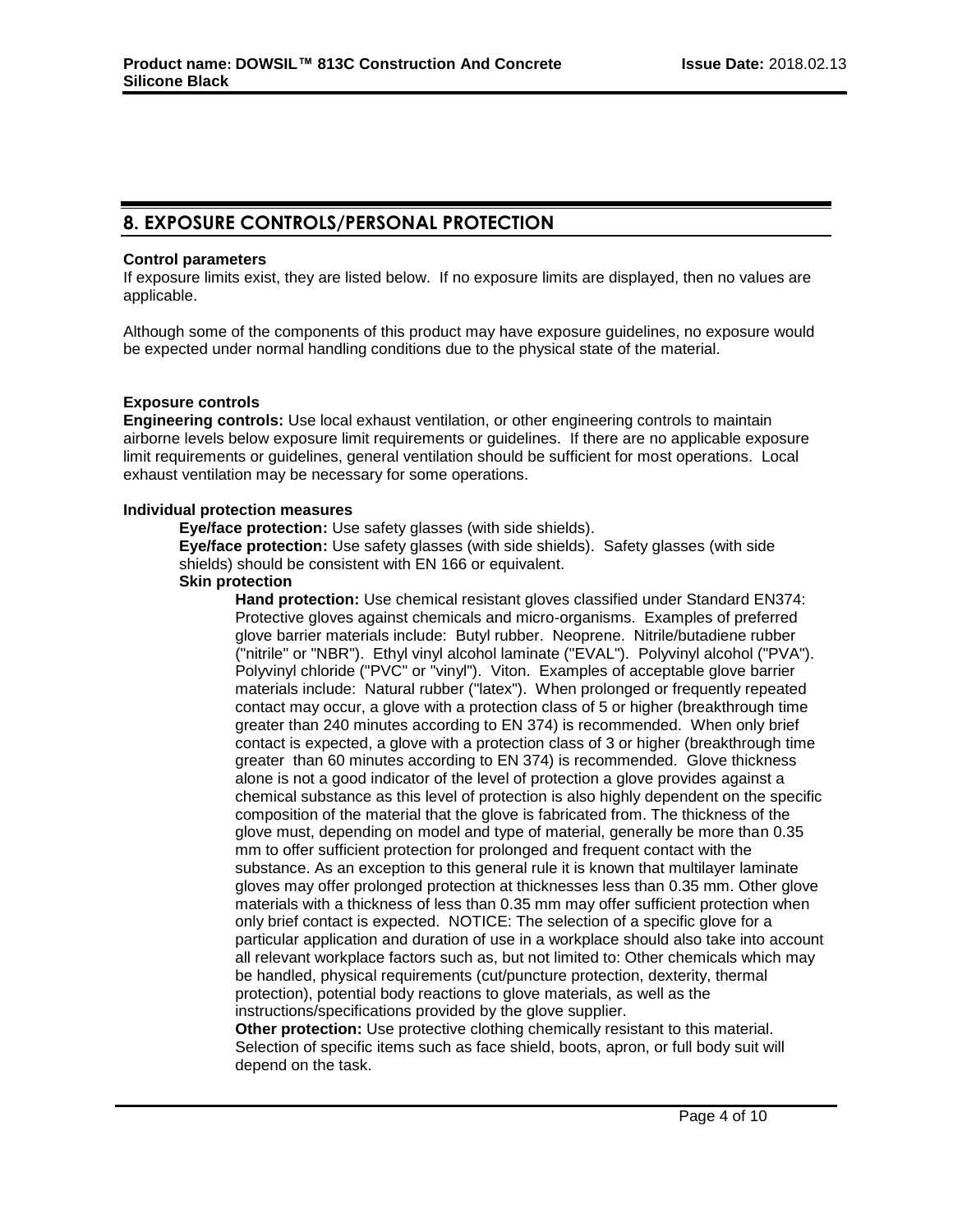## 8. EXPOSURE CONTROLS/PERSONAL PROTECTION

**Control parameters**

If exposure limits exist, they are listed below. If no exposure limits are displayed, then no values are applicable.

Although some of the components of this product may have exposure guidelines, no exposure would be expected under normal handling conditions due to the physical state of the material.

**Exposure controls**

**Engineering controls:** Use local exhaust ventilation, or other engineering controls to maintain airborne levels below exposure limit requirements or guidelines. If there are no applicable exposure limit requirements or guidelines, general ventilation should be sufficient for most operations. Local exhaust ventilation may be necessary for some operations.

**Individual protection measures**

**Eye/face protection:** Use safety glasses (with side shields).

**Eye/face protection:** Use safety glasses (with side shields). Safety glasses (with side shields) should be consistent with EN 166 or equivalent.

**Skin protection**

**Hand protection:** Use chemical resistant gloves classified under Standard EN374: Protective gloves against chemicals and micro-organisms. Examples of preferred glove barrier materials include: Butyl rubber. Neoprene. Nitrile/butadiene rubber ("nitrile" or "NBR"). Ethyl vinyl alcohol laminate ("EVAL"). Polyvinyl alcohol ("PVA"). Polyvinyl chloride ("PVC" or "vinyl"). Viton. Examples of acceptable glove barrier materials include: Natural rubber ("latex"). When prolonged or frequently repeated contact may occur, a glove with a protection class of 5 or higher (breakthrough time greater than 240 minutes according to EN 374) is recommended. When only brief contact is expected, a glove with a protection class of 3 or higher (breakthrough time greater than 60 minutes according to EN 374) is recommended. Glove thickness alone is not a good indicator of the level of protection a glove provides against a chemical substance as this level of protection is also highly dependent on the specific composition of the material that the glove is fabricated from. The thickness of the glove must, depending on model and type of material, generally be more than 0.35 mm to offer sufficient protection for prolonged and frequent contact with the substance. As an exception to this general rule it is known that multilayer laminate gloves may offer prolonged protection at thicknesses less than 0.35 mm. Other glove materials with a thickness of less than 0.35 mm may offer sufficient protection when only brief contact is expected. NOTICE: The selection of a specific glove for a particular application and duration of use in a workplace should also take into account all relevant workplace factors such as, but not limited to: Other chemicals which may be handled, physical requirements (cut/puncture protection, dexterity, thermal protection), potential body reactions to glove materials, as well as the instructions/specifications provided by the glove supplier.

**Other protection:** Use protective clothing chemically resistant to this material. Selection of specific items such as face shield, boots, apron, or full body suit will depend on the task.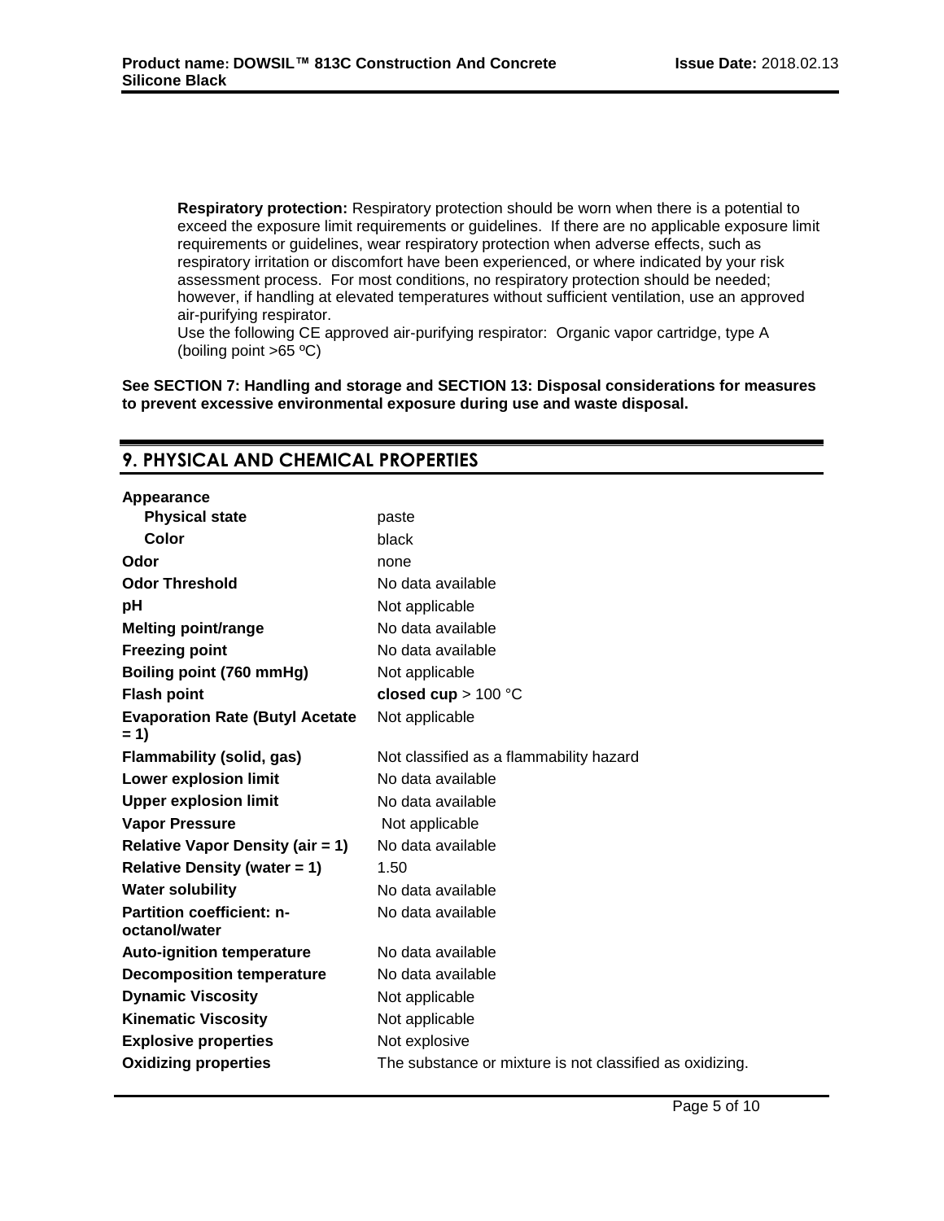**Respiratory protection:** Respiratory protection should be worn when there is a potential to exceed the exposure limit requirements or guidelines. If there are no applicable exposure limit requirements or guidelines, wear respiratory protection when adverse effects, such as respiratory irritation or discomfort have been experienced, or where indicated by your risk assessment process. For most conditions, no respiratory protection should be needed; however, if handling at elevated temperatures without sufficient ventilation, use an approved air-purifying respirator.
Use the following CE approved air-purifying respirator: Organic vapor cartridge, type A (boiling point >65 ºC)

**See SECTION 7: Handling and storage and SECTION 13: Disposal considerations for measures to prevent excessive environmental exposure during use and waste disposal.**

## 9. PHYSICAL AND CHEMICAL PROPERTIES

| | |
|---|---|
| **Appearance** | |
| **Physical state** | paste |
| **Color** | black |
| **Odor** | none |
| **Odor Threshold** | No data available |
| **pH** | Not applicable |
| **Melting point/range** | No data available |
| **Freezing point** | No data available |
| **Boiling point (760 mmHg)** | Not applicable |
| **Flash point** | **closed cup** > 100 °C |
| **Evaporation Rate (Butyl Acetate = 1)** | Not applicable |
| **Flammability (solid, gas)** | Not classified as a flammability hazard |
| **Lower explosion limit** | No data available |
| **Upper explosion limit** | No data available |
| **Vapor Pressure** | Not applicable |
| **Relative Vapor Density (air = 1)** | No data available |
| **Relative Density (water = 1)** | 1.50 |
| **Water solubility** | No data available |
| **Partition coefficient: n-octanol/water** | No data available |
| **Auto-ignition temperature** | No data available |
| **Decomposition temperature** | No data available |
| **Dynamic Viscosity** | Not applicable |
| **Kinematic Viscosity** | Not applicable |
| **Explosive properties** | Not explosive |
| **Oxidizing properties** | The substance or mixture is not classified as oxidizing. |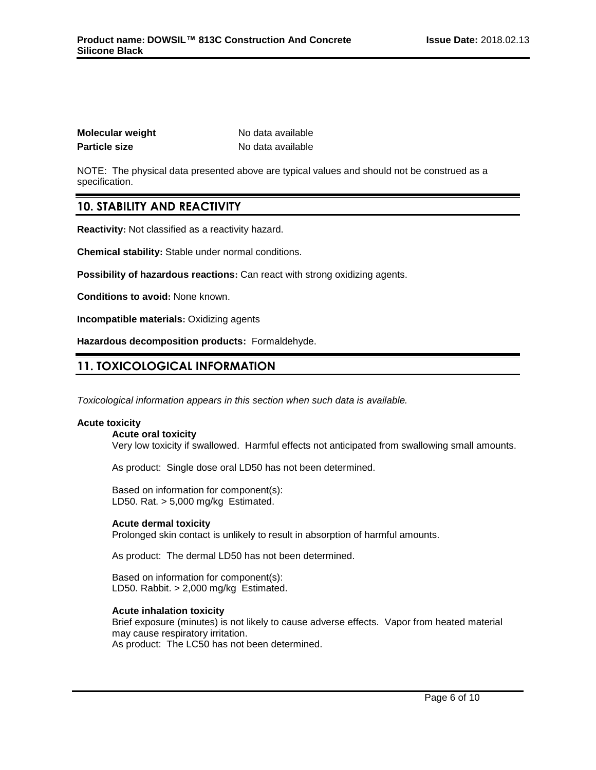| | |
|---|---|
| **Molecular weight** | No data available |
| **Particle size** | No data available |

NOTE: The physical data presented above are typical values and should not be construed as a specification.

## 10. STABILITY AND REACTIVITY

**Reactivity:** Not classified as a reactivity hazard.

**Chemical stability:** Stable under normal conditions.

**Possibility of hazardous reactions:** Can react with strong oxidizing agents.

**Conditions to avoid:** None known.

**Incompatible materials:** Oxidizing agents

**Hazardous decomposition products:** Formaldehyde.

## 11. TOXICOLOGICAL INFORMATION

*Toxicological information appears in this section when such data is available.*

**Acute toxicity**

**Acute oral toxicity**

Very low toxicity if swallowed. Harmful effects not anticipated from swallowing small amounts.

As product: Single dose oral LD50 has not been determined.

Based on information for component(s):
LD50. Rat. > 5,000 mg/kg Estimated.

**Acute dermal toxicity**

Prolonged skin contact is unlikely to result in absorption of harmful amounts.

As product: The dermal LD50 has not been determined.

Based on information for component(s):
LD50. Rabbit. > 2,000 mg/kg Estimated.

**Acute inhalation toxicity**

Brief exposure (minutes) is not likely to cause adverse effects. Vapor from heated material may cause respiratory irritation.
As product: The LC50 has not been determined.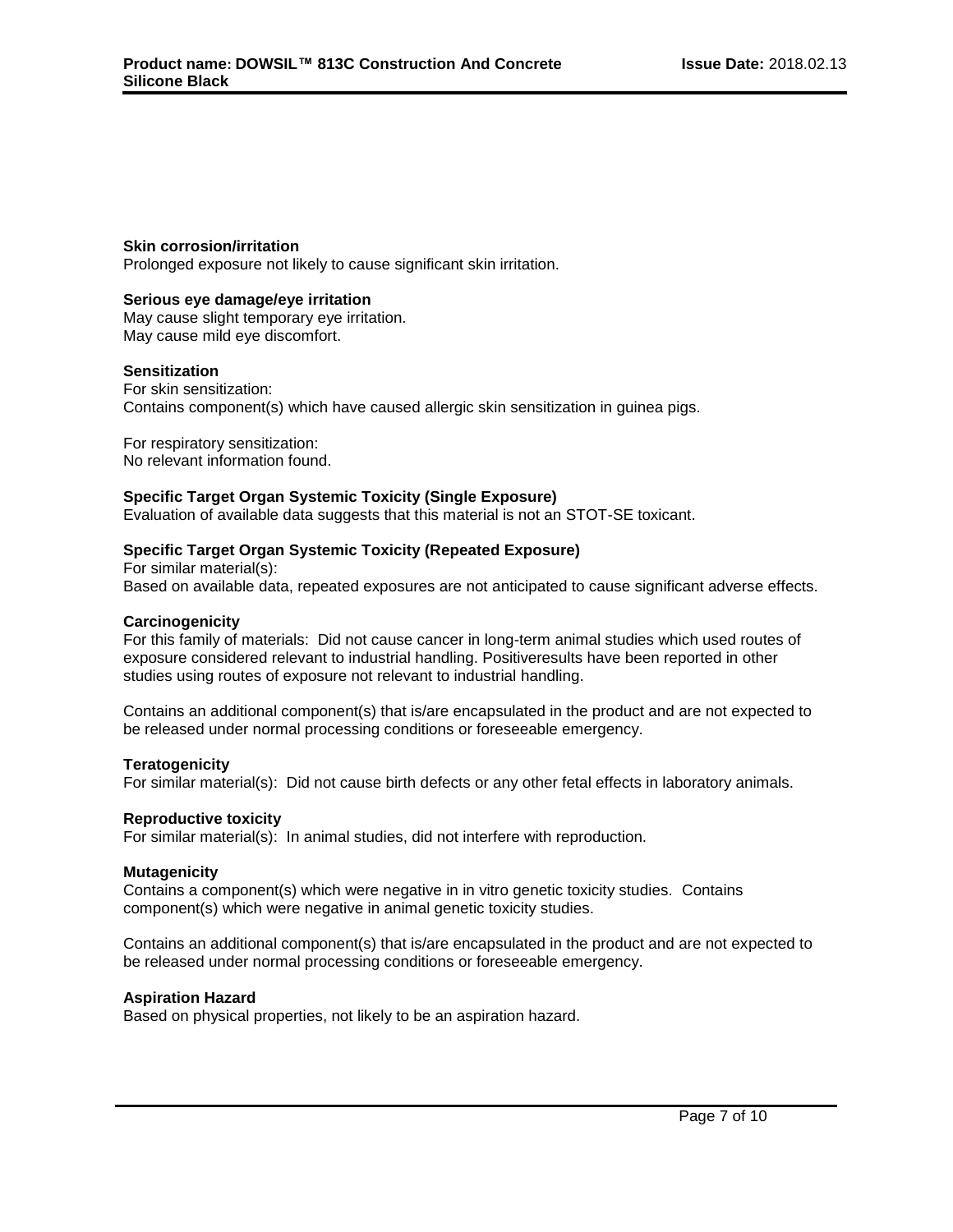**Skin corrosion/irritation**
Prolonged exposure not likely to cause significant skin irritation.

**Serious eye damage/eye irritation**
May cause slight temporary eye irritation.
May cause mild eye discomfort.

**Sensitization**
For skin sensitization:
Contains component(s) which have caused allergic skin sensitization in guinea pigs.

For respiratory sensitization:
No relevant information found.

**Specific Target Organ Systemic Toxicity (Single Exposure)**
Evaluation of available data suggests that this material is not an STOT-SE toxicant.

**Specific Target Organ Systemic Toxicity (Repeated Exposure)**
For similar material(s):
Based on available data, repeated exposures are not anticipated to cause significant adverse effects.

**Carcinogenicity**
For this family of materials: Did not cause cancer in long-term animal studies which used routes of exposure considered relevant to industrial handling. Positiveresults have been reported in other studies using routes of exposure not relevant to industrial handling.

Contains an additional component(s) that is/are encapsulated in the product and are not expected to be released under normal processing conditions or foreseeable emergency.

**Teratogenicity**
For similar material(s): Did not cause birth defects or any other fetal effects in laboratory animals.

**Reproductive toxicity**
For similar material(s): In animal studies, did not interfere with reproduction.

**Mutagenicity**
Contains a component(s) which were negative in in vitro genetic toxicity studies. Contains component(s) which were negative in animal genetic toxicity studies.

Contains an additional component(s) that is/are encapsulated in the product and are not expected to be released under normal processing conditions or foreseeable emergency.

**Aspiration Hazard**
Based on physical properties, not likely to be an aspiration hazard.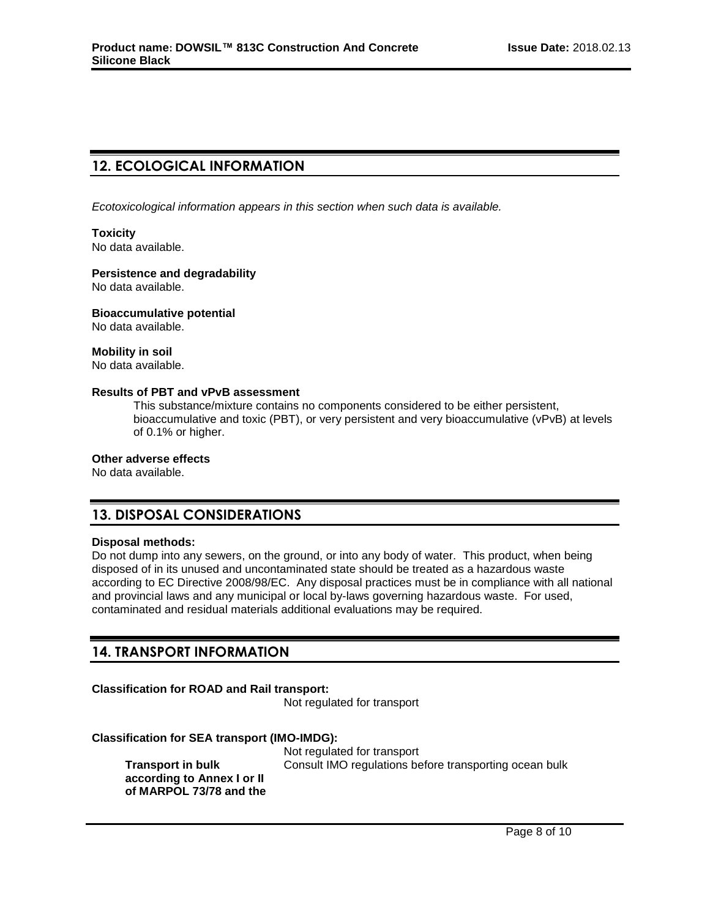## 12. ECOLOGICAL INFORMATION

*Ecotoxicological information appears in this section when such data is available.*

**Toxicity**
No data available.

**Persistence and degradability**
No data available.

**Bioaccumulative potential**
No data available.

**Mobility in soil**
No data available.

**Results of PBT and vPvB assessment**
This substance/mixture contains no components considered to be either persistent, bioaccumulative and toxic (PBT), or very persistent and very bioaccumulative (vPvB) at levels of 0.1% or higher.

**Other adverse effects**
No data available.

## 13. DISPOSAL CONSIDERATIONS

**Disposal methods:**
Do not dump into any sewers, on the ground, or into any body of water. This product, when being disposed of in its unused and uncontaminated state should be treated as a hazardous waste according to EC Directive 2008/98/EC. Any disposal practices must be in compliance with all national and provincial laws and any municipal or local by-laws governing hazardous waste. For used, contaminated and residual materials additional evaluations may be required.

## 14. TRANSPORT INFORMATION

**Classification for ROAD and Rail transport:**
Not regulated for transport

**Classification for SEA transport (IMO-IMDG):**
Not regulated for transport

**Transport in bulk according to Annex I or II of MARPOL 73/78 and the**
Consult IMO regulations before transporting ocean bulk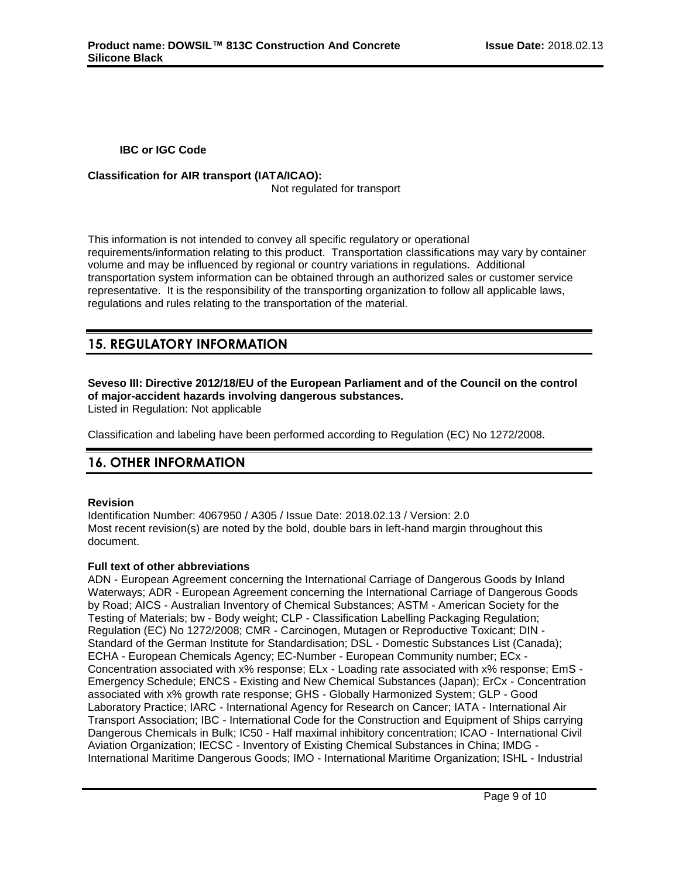**IBC or IGC Code**

**Classification for AIR transport (IATA/ICAO):**

Not regulated for transport

This information is not intended to convey all specific regulatory or operational requirements/information relating to this product. Transportation classifications may vary by container volume and may be influenced by regional or country variations in regulations. Additional transportation system information can be obtained through an authorized sales or customer service representative. It is the responsibility of the transporting organization to follow all applicable laws, regulations and rules relating to the transportation of the material.

## 15. REGULATORY INFORMATION

**Seveso III: Directive 2012/18/EU of the European Parliament and of the Council on the control of major-accident hazards involving dangerous substances.**
Listed in Regulation: Not applicable

Classification and labeling have been performed according to Regulation (EC) No 1272/2008.

## 16. OTHER INFORMATION

**Revision**
Identification Number: 4067950 / A305 / Issue Date: 2018.02.13 / Version: 2.0
Most recent revision(s) are noted by the bold, double bars in left-hand margin throughout this document.

**Full text of other abbreviations**
ADN - European Agreement concerning the International Carriage of Dangerous Goods by Inland Waterways; ADR - European Agreement concerning the International Carriage of Dangerous Goods by Road; AICS - Australian Inventory of Chemical Substances; ASTM - American Society for the Testing of Materials; bw - Body weight; CLP - Classification Labelling Packaging Regulation; Regulation (EC) No 1272/2008; CMR - Carcinogen, Mutagen or Reproductive Toxicant; DIN - Standard of the German Institute for Standardisation; DSL - Domestic Substances List (Canada); ECHA - European Chemicals Agency; EC-Number - European Community number; ECx - Concentration associated with x% response; ELx - Loading rate associated with x% response; EmS - Emergency Schedule; ENCS - Existing and New Chemical Substances (Japan); ErCx - Concentration associated with x% growth rate response; GHS - Globally Harmonized System; GLP - Good Laboratory Practice; IARC - International Agency for Research on Cancer; IATA - International Air Transport Association; IBC - International Code for the Construction and Equipment of Ships carrying Dangerous Chemicals in Bulk; IC50 - Half maximal inhibitory concentration; ICAO - International Civil Aviation Organization; IECSC - Inventory of Existing Chemical Substances in China; IMDG - International Maritime Dangerous Goods; IMO - International Maritime Organization; ISHL - Industrial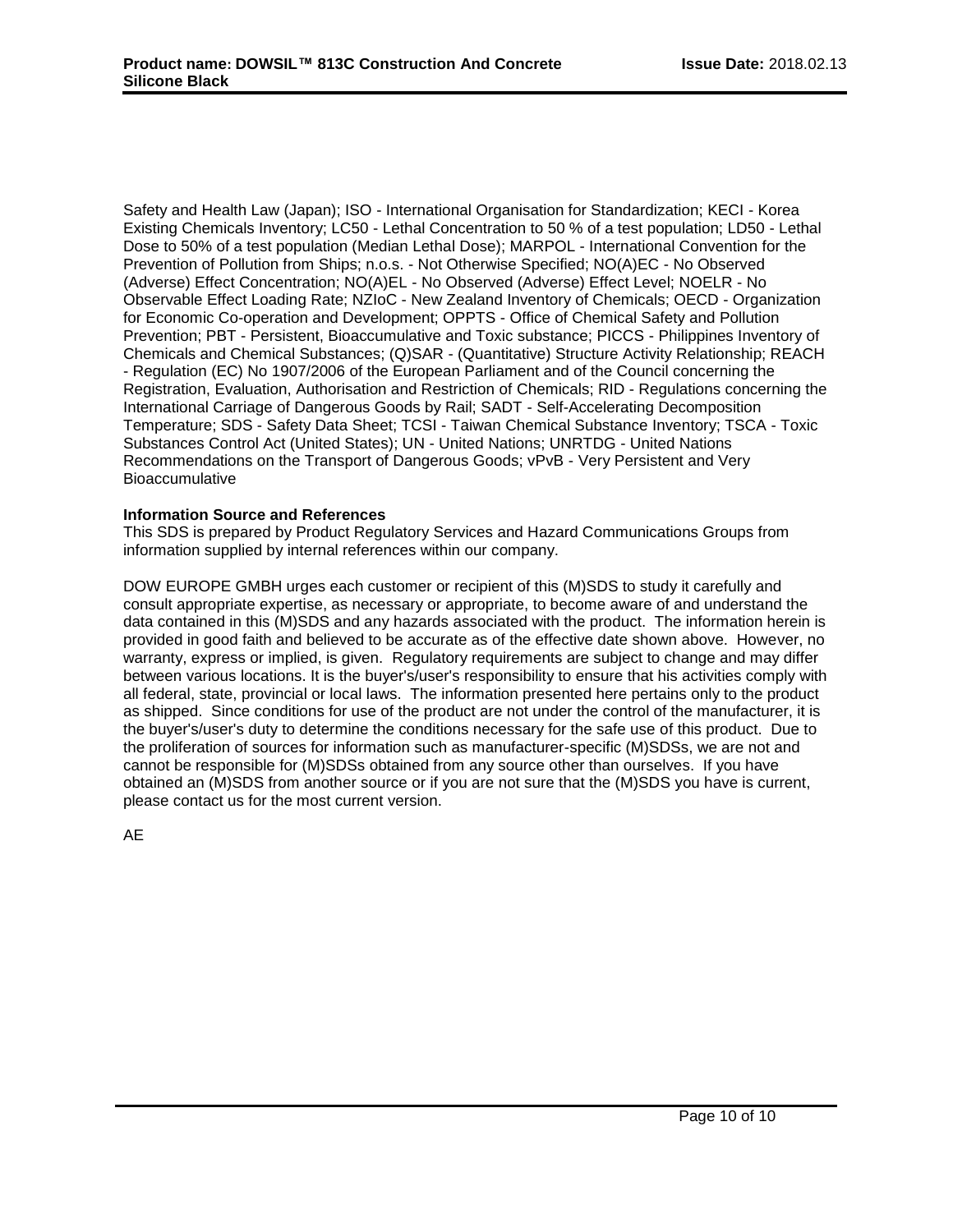Safety and Health Law (Japan); ISO - International Organisation for Standardization; KECI - Korea Existing Chemicals Inventory; LC50 - Lethal Concentration to 50 % of a test population; LD50 - Lethal Dose to 50% of a test population (Median Lethal Dose); MARPOL - International Convention for the Prevention of Pollution from Ships; n.o.s. - Not Otherwise Specified; NO(A)EC - No Observed (Adverse) Effect Concentration; NO(A)EL - No Observed (Adverse) Effect Level; NOELR - No Observable Effect Loading Rate; NZIoC - New Zealand Inventory of Chemicals; OECD - Organization for Economic Co-operation and Development; OPPTS - Office of Chemical Safety and Pollution Prevention; PBT - Persistent, Bioaccumulative and Toxic substance; PICCS - Philippines Inventory of Chemicals and Chemical Substances; (Q)SAR - (Quantitative) Structure Activity Relationship; REACH - Regulation (EC) No 1907/2006 of the European Parliament and of the Council concerning the Registration, Evaluation, Authorisation and Restriction of Chemicals; RID - Regulations concerning the International Carriage of Dangerous Goods by Rail; SADT - Self-Accelerating Decomposition Temperature; SDS - Safety Data Sheet; TCSI - Taiwan Chemical Substance Inventory; TSCA - Toxic Substances Control Act (United States); UN - United Nations; UNRTDG - United Nations Recommendations on the Transport of Dangerous Goods; vPvB - Very Persistent and Very Bioaccumulative

**Information Source and References**

This SDS is prepared by Product Regulatory Services and Hazard Communications Groups from information supplied by internal references within our company.

DOW EUROPE GMBH urges each customer or recipient of this (M)SDS to study it carefully and consult appropriate expertise, as necessary or appropriate, to become aware of and understand the data contained in this (M)SDS and any hazards associated with the product. The information herein is provided in good faith and believed to be accurate as of the effective date shown above. However, no warranty, express or implied, is given. Regulatory requirements are subject to change and may differ between various locations. It is the buyer's/user's responsibility to ensure that his activities comply with all federal, state, provincial or local laws. The information presented here pertains only to the product as shipped. Since conditions for use of the product are not under the control of the manufacturer, it is the buyer's/user's duty to determine the conditions necessary for the safe use of this product. Due to the proliferation of sources for information such as manufacturer-specific (M)SDSs, we are not and cannot be responsible for (M)SDSs obtained from any source other than ourselves. If you have obtained an (M)SDS from another source or if you are not sure that the (M)SDS you have is current, please contact us for the most current version.

AE